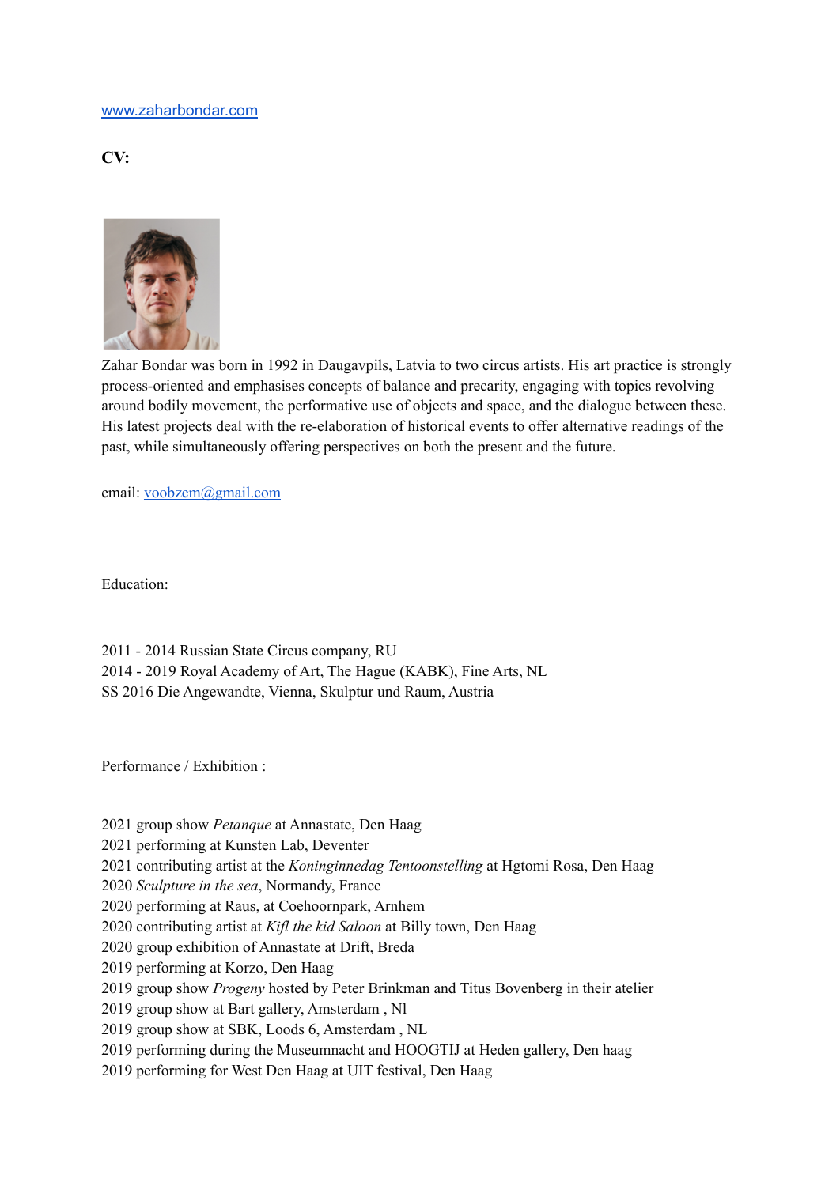www.zaharbondar.com

**CV:**

Zahar Bondar was born in 1992 in Daugavpils, Latvia to two circus artists. His art practice is strongly process-oriented and emphasises concepts of balance and precarity, engaging with topics revolving around bodily movement, the performative use of objects and space, and the dialogue between these. His latest projects deal with the re-elaboration of historical events to offer alternative readings of the past, while simultaneously offering perspectives on both the present and the future.

email: voobzem@gmail.com

Education:

2011 - 2014 Russian State Circus company, RU
2014 - 2019 Royal Academy of Art, The Hague (KABK), Fine Arts, NL
SS 2016 Die Angewandte, Vienna, Skulptur und Raum, Austria

Performance / Exhibition :

2021 group show *Petanque* at Annastate, Den Haag
2021 performing at Kunsten Lab, Deventer
2021 contributing artist at the *Koninginnedag Tentoonstelling* at Hgtomi Rosa, Den Haag
2020 *Sculpture in the sea*, Normandy, France
2020 performing at Raus, at Coehoornpark, Arnhem
2020 contributing artist at *Kifl the kid Saloon* at Billy town, Den Haag
2020 group exhibition of Annastate at Drift, Breda
2019 performing at Korzo, Den Haag
2019 group show *Progeny* hosted by Peter Brinkman and Titus Bovenberg in their atelier
2019 group show at Bart gallery, Amsterdam , Nl
2019 group show at SBK, Loods 6, Amsterdam , NL
2019 performing during the Museumnacht and HOOGTIJ at Heden gallery, Den haag
2019 performing for West Den Haag at UIT festival, Den Haag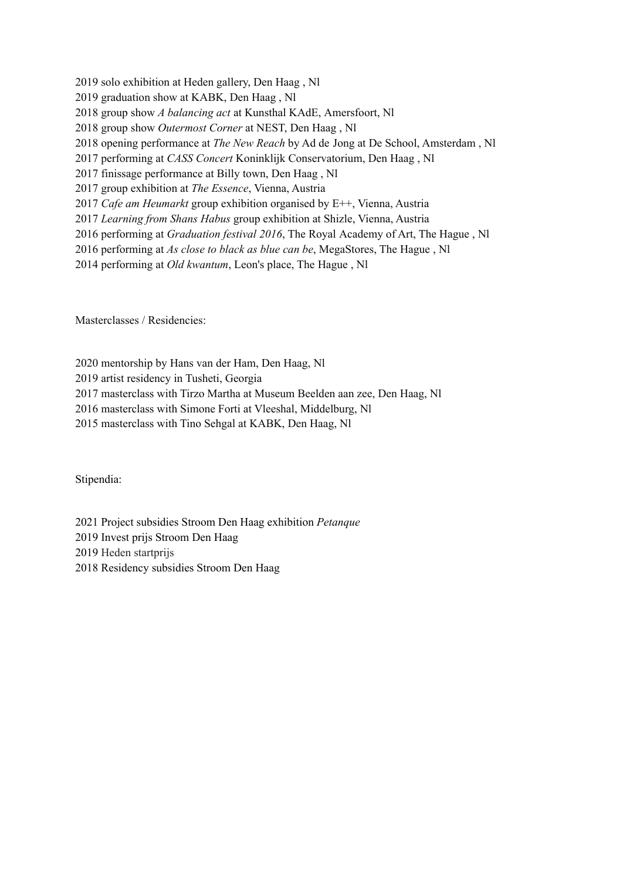2019 solo exhibition at Heden gallery, Den Haag , Nl
2019 graduation show at KABK, Den Haag , Nl
2018 group show *A balancing act* at Kunsthal KAdE, Amersfoort, Nl
2018 group show *Outermost Corner* at NEST, Den Haag , Nl
2018 opening performance at *The New Reach* by Ad de Jong at De School, Amsterdam , Nl
2017 performing at *CASS Concert* Koninklijk Conservatorium, Den Haag , Nl
2017 finissage performance at Billy town, Den Haag , Nl
2017 group exhibition at *The Essence*, Vienna, Austria
2017 *Cafe am Heumarkt* group exhibition organised by E++, Vienna, Austria
2017 *Learning from Shans Habus* group exhibition at Shizle, Vienna, Austria
2016 performing at *Graduation festival 2016*, The Royal Academy of Art, The Hague , Nl
2016 performing at *As close to black as blue can be*, MegaStores, The Hague , Nl
2014 performing at *Old kwantum*, Leon's place, The Hague , Nl

Masterclasses / Residencies:

2020 mentorship by Hans van der Ham, Den Haag, Nl
2019 artist residency in Tusheti, Georgia
2017 masterclass with Tirzo Martha at Museum Beelden aan zee, Den Haag, Nl
2016 masterclass with Simone Forti at Vleeshal, Middelburg, Nl
2015 masterclass with Tino Sehgal at KABK, Den Haag, Nl

Stipendia:

2021 Project subsidies Stroom Den Haag exhibition *Petanque*
2019 Invest prijs Stroom Den Haag
2019 Heden startprijs
2018 Residency subsidies Stroom Den Haag